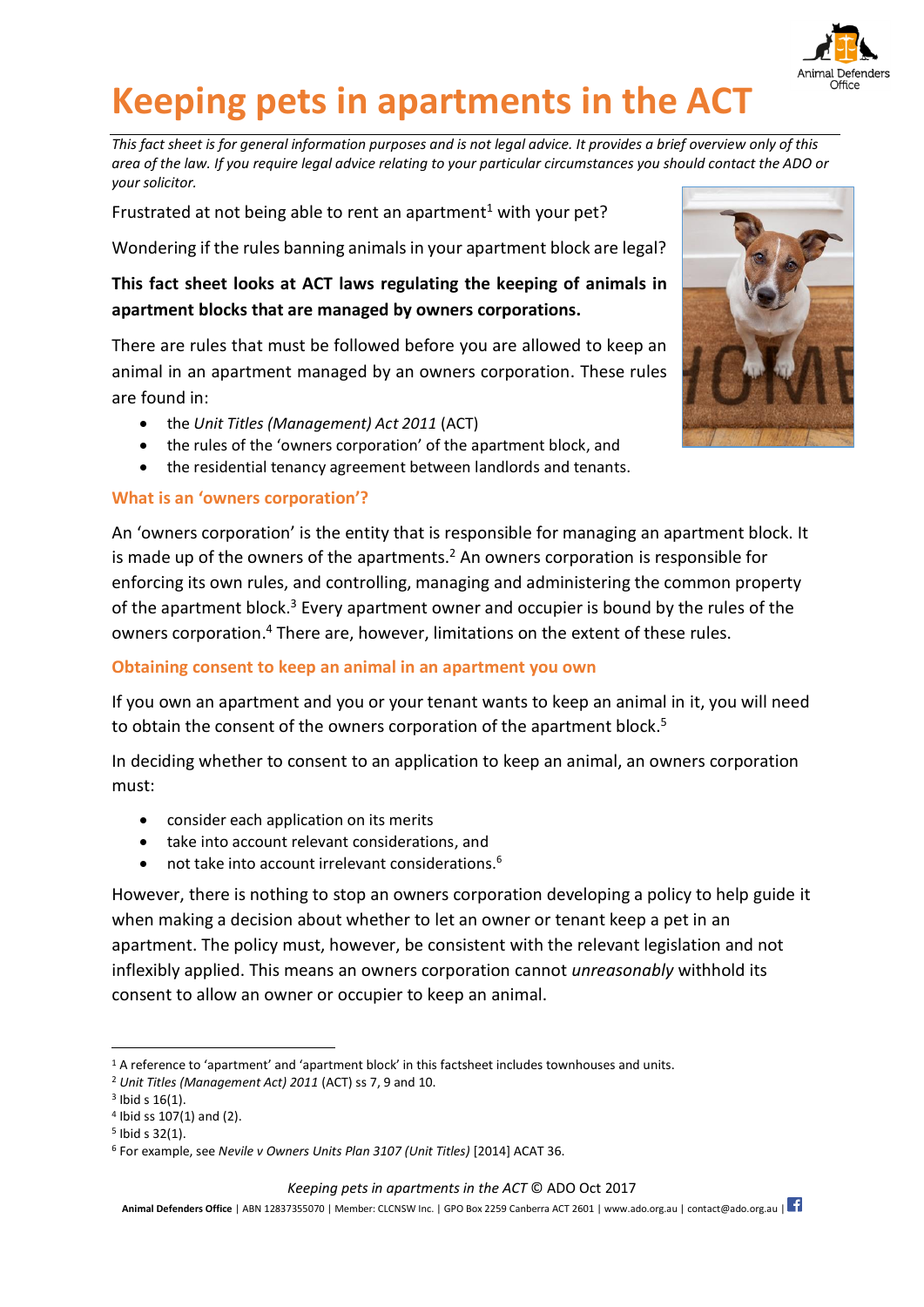# Keeping pets in apartments in the ACT

*This fact sheet is for general information purposes and is not legal advice. It provides a brief overview only of this area of the law. If you require legal advice relating to your particular circumstances you should contact the ADO or your solicitor.*

Frustrated at not being able to rent an apartment[1] with your pet?

Wondering if the rules banning animals in your apartment block are legal?

**This fact sheet looks at ACT laws regulating the keeping of animals in apartment blocks that are managed by owners corporations.**

There are rules that must be followed before you are allowed to keep an animal in an apartment managed by an owners corporation. These rules are found in:

- the *Unit Titles (Management) Act 2011* (ACT)
- the rules of the 'owners corporation' of the apartment block, and
- the residential tenancy agreement between landlords and tenants.

## What is an 'owners corporation'?

An 'owners corporation' is the entity that is responsible for managing an apartment block. It is made up of the owners of the apartments.[2] An owners corporation is responsible for enforcing its own rules, and controlling, managing and administering the common property of the apartment block.[3] Every apartment owner and occupier is bound by the rules of the owners corporation.[4] There are, however, limitations on the extent of these rules.

## Obtaining consent to keep an animal in an apartment you own

If you own an apartment and you or your tenant wants to keep an animal in it, you will need to obtain the consent of the owners corporation of the apartment block.[5]

In deciding whether to consent to an application to keep an animal, an owners corporation must:

- consider each application on its merits
- take into account relevant considerations, and
- not take into account irrelevant considerations.[6]

However, there is nothing to stop an owners corporation developing a policy to help guide it when making a decision about whether to let an owner or tenant keep a pet in an apartment. The policy must, however, be consistent with the relevant legislation and not inflexibly applied. This means an owners corporation cannot *unreasonably* withhold its consent to allow an owner or occupier to keep an animal.

---

[1] A reference to 'apartment' and 'apartment block' in this factsheet includes townhouses and units.

[2] *Unit Titles (Management Act) 2011* (ACT) ss 7, 9 and 10.

[3] Ibid s 16(1).

[4] Ibid ss 107(1) and (2).

[5] Ibid s 32(1).

[6] For example, see *Nevile v Owners Units Plan 3107 (Unit Titles)* [2014] ACAT 36.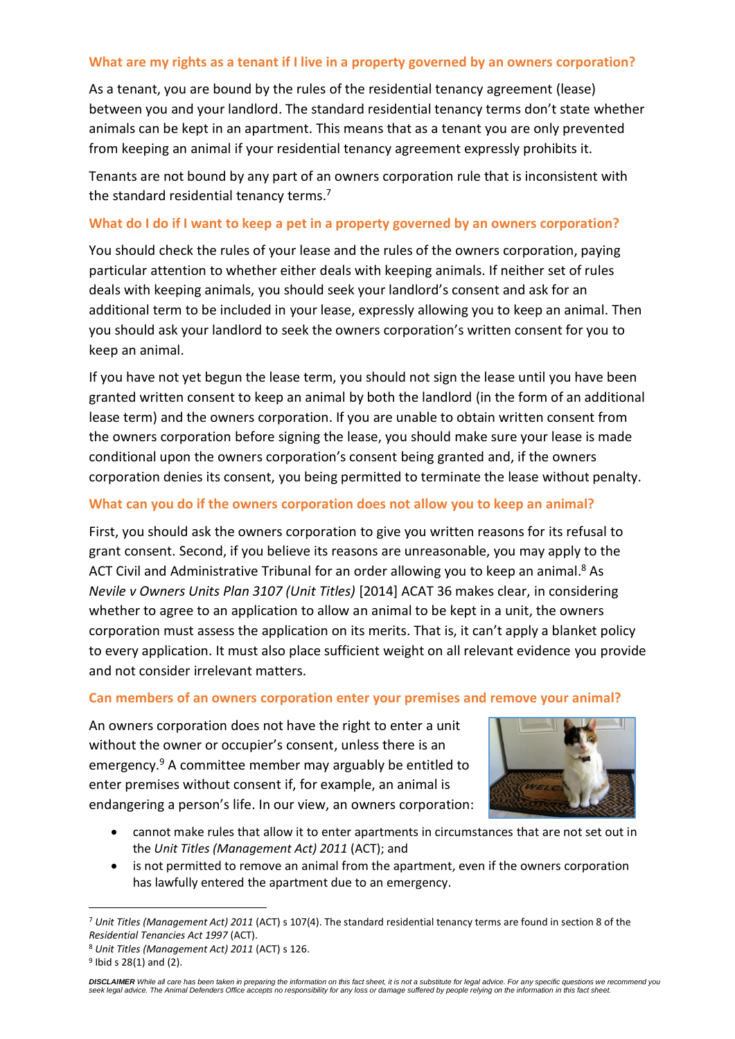### What are my rights as a tenant if I live in a property governed by an owners corporation?

As a tenant, you are bound by the rules of the residential tenancy agreement (lease) between you and your landlord. The standard residential tenancy terms don't state whether animals can be kept in an apartment. This means that as a tenant you are only prevented from keeping an animal if your residential tenancy agreement expressly prohibits it.

Tenants are not bound by any part of an owners corporation rule that is inconsistent with the standard residential tenancy terms.[7]

### What do I do if I want to keep a pet in a property governed by an owners corporation?

You should check the rules of your lease and the rules of the owners corporation, paying particular attention to whether either deals with keeping animals. If neither set of rules deals with keeping animals, you should seek your landlord's consent and ask for an additional term to be included in your lease, expressly allowing you to keep an animal. Then you should ask your landlord to seek the owners corporation's written consent for you to keep an animal.

If you have not yet begun the lease term, you should not sign the lease until you have been granted written consent to keep an animal by both the landlord (in the form of an additional lease term) and the owners corporation. If you are unable to obtain written consent from the owners corporation before signing the lease, you should make sure your lease is made conditional upon the owners corporation's consent being granted and, if the owners corporation denies its consent, you being permitted to terminate the lease without penalty.

### What can you do if the owners corporation does not allow you to keep an animal?

First, you should ask the owners corporation to give you written reasons for its refusal to grant consent. Second, if you believe its reasons are unreasonable, you may apply to the ACT Civil and Administrative Tribunal for an order allowing you to keep an animal.[8] As *Nevile v Owners Units Plan 3107 (Unit Titles)* [2014] ACAT 36 makes clear, in considering whether to agree to an application to allow an animal to be kept in a unit, the owners corporation must assess the application on its merits. That is, it can't apply a blanket policy to every application. It must also place sufficient weight on all relevant evidence you provide and not consider irrelevant matters.

### Can members of an owners corporation enter your premises and remove your animal?

An owners corporation does not have the right to enter a unit without the owner or occupier's consent, unless there is an emergency.[9] A committee member may arguably be entitled to enter premises without consent if, for example, an animal is endangering a person's life. In our view, an owners corporation:

- cannot make rules that allow it to enter apartments in circumstances that are not set out in the *Unit Titles (Management Act) 2011* (ACT); and
- is not permitted to remove an animal from the apartment, even if the owners corporation has lawfully entered the apartment due to an emergency.

---

[7] *Unit Titles (Management Act) 2011* (ACT) s 107(4). The standard residential tenancy terms are found in section 8 of the *Residential Tenancies Act 1997* (ACT).

[8] *Unit Titles (Management Act) 2011* (ACT) s 126.

[9] Ibid s 28(1) and (2).

***DISCLAIMER*** *While all care has been taken in preparing the information on this fact sheet, it is not a substitute for legal advice. For any specific questions we recommend you seek legal advice. The Animal Defenders Office accepts no responsibility for any loss or damage suffered by people relying on the information in this fact sheet.*